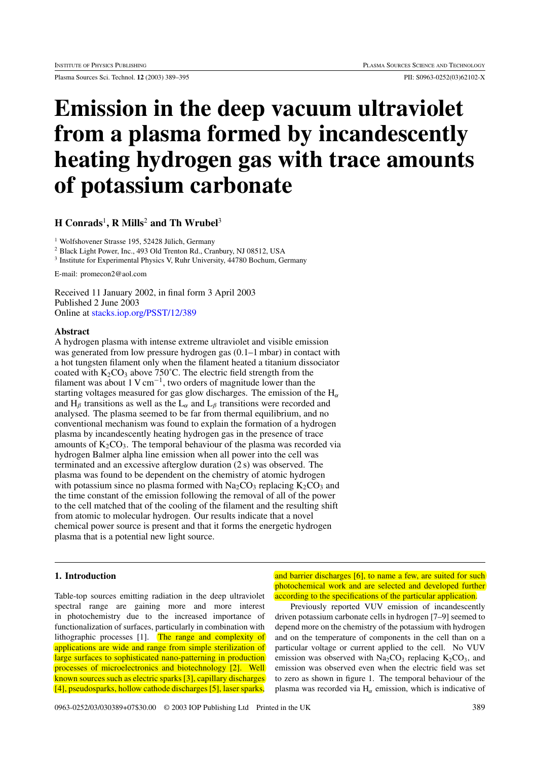# Emission in the deep vacuum ultraviolet from a plasma formed by incandescently heating hydrogen gas with trace amounts of potassium carbonate

**H Conrads[1], R Mills[2] and Th Wrubel[3]**

[1] Wolfshovener Strasse 195, 52428 Jülich, Germany
[2] Black Light Power, Inc., 493 Old Trenton Rd., Cranbury, NJ 08512, USA
[3] Institute for Experimental Physics V, Ruhr University, 44780 Bochum, Germany

E-mail: promecon2@aol.com

Received 11 January 2002, in final form 3 April 2003
Published 2 June 2003
Online at stacks.iop.org/PSST/12/389

### Abstract

A hydrogen plasma with intense extreme ultraviolet and visible emission was generated from low pressure hydrogen gas (0.1–1 mbar) in contact with a hot tungsten filament only when the filament heated a titanium dissociator coated with $K_2CO_3$ above 750˚C. The electric field strength from the filament was about 1 V cm$^{-1}$, two orders of magnitude lower than the starting voltages measured for gas glow discharges. The emission of the $H_\alpha$ and $H_\beta$ transitions as well as the $L_\alpha$ and $L_\beta$ transitions were recorded and analysed. The plasma seemed to be far from thermal equilibrium, and no conventional mechanism was found to explain the formation of a hydrogen plasma by incandescently heating hydrogen gas in the presence of trace amounts of $K_2CO_3$. The temporal behaviour of the plasma was recorded via hydrogen Balmer alpha line emission when all power into the cell was terminated and an excessive afterglow duration (2 s) was observed. The plasma was found to be dependent on the chemistry of atomic hydrogen with potassium since no plasma formed with $Na_2CO_3$ replacing $K_2CO_3$ and the time constant of the emission following the removal of all of the power to the cell matched that of the cooling of the filament and the resulting shift from atomic to molecular hydrogen. Our results indicate that a novel chemical power source is present and that it forms the energetic hydrogen plasma that is a potential new light source.

## 1. Introduction

Table-top sources emitting radiation in the deep ultraviolet spectral range are gaining more and more interest in photochemistry due to the increased importance of functionalization of surfaces, particularly in combination with lithographic processes [1]. The range and complexity of applications are wide and range from simple sterilization of large surfaces to sophisticated nano-patterning in production processes of microelectronics and biotechnology [2]. Well known sources such as electric sparks [3], capillary discharges [4], pseudosparks, hollow cathode discharges [5], laser sparks, and barrier discharges [6], to name a few, are suited for such photochemical work and are selected and developed further according to the specifications of the particular application.

Previously reported VUV emission of incandescently driven potassium carbonate cells in hydrogen [7–9] seemed to depend more on the chemistry of the potassium with hydrogen and on the temperature of components in the cell than on a particular voltage or current applied to the cell. No VUV emission was observed with $Na_2CO_3$ replacing $K_2CO_3$, and emission was observed even when the electric field was set to zero as shown in figure 1. The temporal behaviour of the plasma was recorded via $H_\alpha$ emission, which is indicative of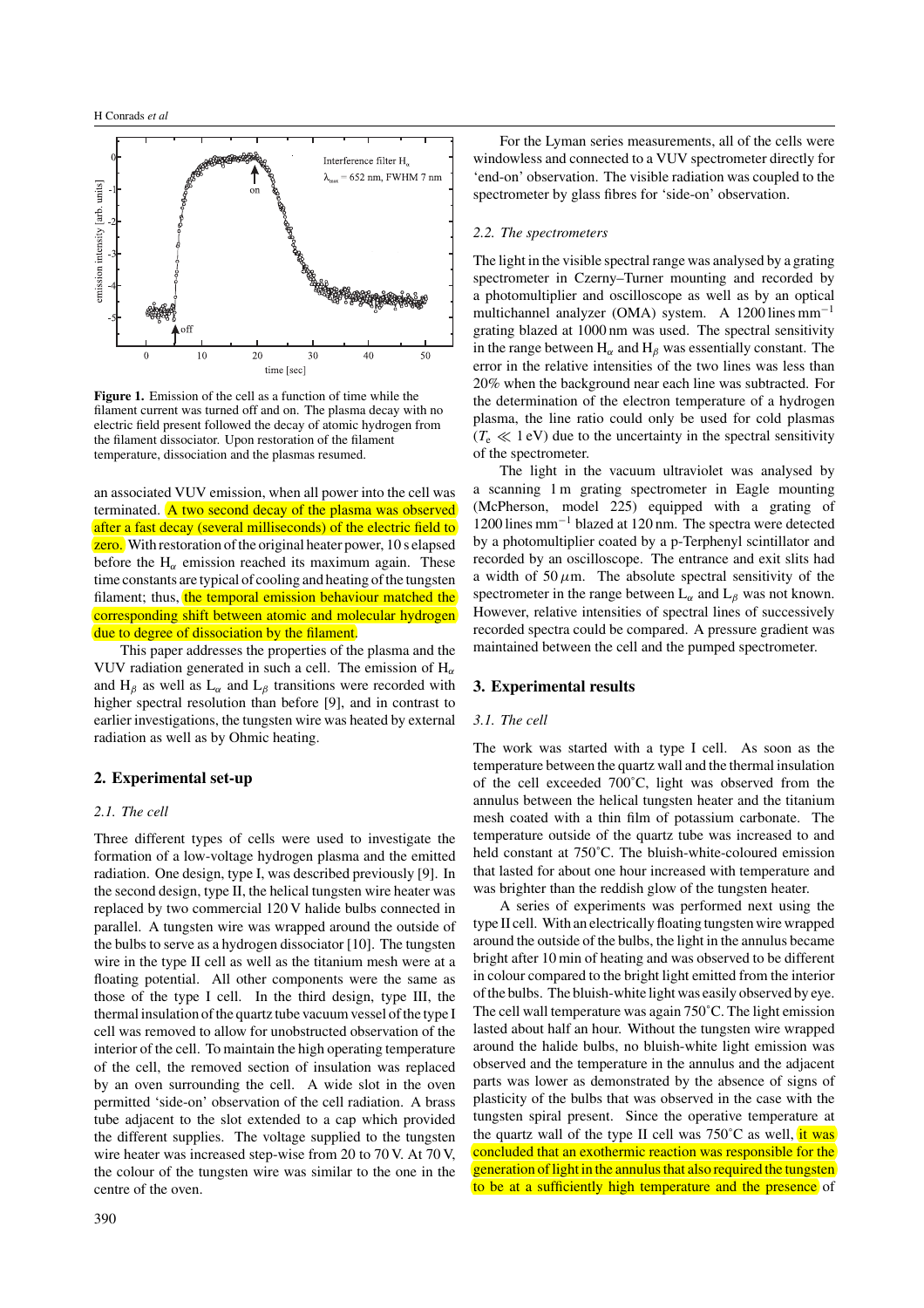**Figure 1.** Emission of the cell as a function of time while the filament current was turned off and on. The plasma decay with no electric field present followed the decay of atomic hydrogen from the filament dissociator. Upon restoration of the filament temperature, dissociation and the plasmas resumed.

an associated VUV emission, when all power into the cell was terminated. A two second decay of the plasma was observed after a fast decay (several milliseconds) of the electric field to zero. With restoration of the original heater power, 10 s elapsed before the $H_\alpha$ emission reached its maximum again. These time constants are typical of cooling and heating of the tungsten filament; thus, the temporal emission behaviour matched the corresponding shift between atomic and molecular hydrogen due to degree of dissociation by the filament.

This paper addresses the properties of the plasma and the VUV radiation generated in such a cell. The emission of $H_\alpha$ and $H_\beta$ as well as $L_\alpha$ and $L_\beta$ transitions were recorded with higher spectral resolution than before [9], and in contrast to earlier investigations, the tungsten wire was heated by external radiation as well as by Ohmic heating.

## 2. Experimental set-up

### 2.1. The cell

Three different types of cells were used to investigate the formation of a low-voltage hydrogen plasma and the emitted radiation. One design, type I, was described previously [9]. In the second design, type II, the helical tungsten wire heater was replaced by two commercial 120 V halide bulbs connected in parallel. A tungsten wire was wrapped around the outside of the bulbs to serve as a hydrogen dissociator [10]. The tungsten wire in the type II cell as well as the titanium mesh were at a floating potential. All other components were the same as those of the type I cell. In the third design, type III, the thermal insulation of the quartz tube vacuum vessel of the type I cell was removed to allow for unobstructed observation of the interior of the cell. To maintain the high operating temperature of the cell, the removed section of insulation was replaced by an oven surrounding the cell. A wide slot in the oven permitted 'side-on' observation of the cell radiation. A brass tube adjacent to the slot extended to a cap which provided the different supplies. The voltage supplied to the tungsten wire heater was increased step-wise from 20 to 70 V. At 70 V, the colour of the tungsten wire was similar to the one in the centre of the oven.

For the Lyman series measurements, all of the cells were windowless and connected to a VUV spectrometer directly for 'end-on' observation. The visible radiation was coupled to the spectrometer by glass fibres for 'side-on' observation.

### 2.2. The spectrometers

The light in the visible spectral range was analysed by a grating spectrometer in Czerny–Turner mounting and recorded by a photomultiplier and oscilloscope as well as by an optical multichannel analyzer (OMA) system. A 1200 lines $\text{mm}^{-1}$ grating blazed at 1000 nm was used. The spectral sensitivity in the range between $H_\alpha$ and $H_\beta$ was essentially constant. The error in the relative intensities of the two lines was less than 20% when the background near each line was subtracted. For the determination of the electron temperature of a hydrogen plasma, the line ratio could only be used for cold plasmas ($T_e \ll 1$ eV) due to the uncertainty in the spectral sensitivity of the spectrometer.

The light in the vacuum ultraviolet was analysed by a scanning 1 m grating spectrometer in Eagle mounting (McPherson, model 225) equipped with a grating of 1200 lines $\text{mm}^{-1}$ blazed at 120 nm. The spectra were detected by a photomultiplier coated by a p-Terphenyl scintillator and recorded by an oscilloscope. The entrance and exit slits had a width of 50 $\mu$m. The absolute spectral sensitivity of the spectrometer in the range between $L_\alpha$ and $L_\beta$ was not known. However, relative intensities of spectral lines of successively recorded spectra could be compared. A pressure gradient was maintained between the cell and the pumped spectrometer.

## 3. Experimental results

### 3.1. The cell

The work was started with a type I cell. As soon as the temperature between the quartz wall and the thermal insulation of the cell exceeded 700˚C, light was observed from the annulus between the helical tungsten heater and the titanium mesh coated with a thin film of potassium carbonate. The temperature outside of the quartz tube was increased to and held constant at 750˚C. The bluish-white-coloured emission that lasted for about one hour increased with temperature and was brighter than the reddish glow of the tungsten heater.

A series of experiments was performed next using the type II cell. With an electrically floating tungsten wire wrapped around the outside of the bulbs, the light in the annulus became bright after 10 min of heating and was observed to be different in colour compared to the bright light emitted from the interior of the bulbs. The bluish-white light was easily observed by eye. The cell wall temperature was again 750˚C. The light emission lasted about half an hour. Without the tungsten wire wrapped around the halide bulbs, no bluish-white light emission was observed and the temperature in the annulus and the adjacent parts was lower as demonstrated by the absence of signs of plasticity of the bulbs that was observed in the case with the tungsten spiral present. Since the operative temperature at the quartz wall of the type II cell was 750˚C as well, it was concluded that an exothermic reaction was responsible for the generation of light in the annulus that also required the tungsten to be at a sufficiently high temperature and the presence of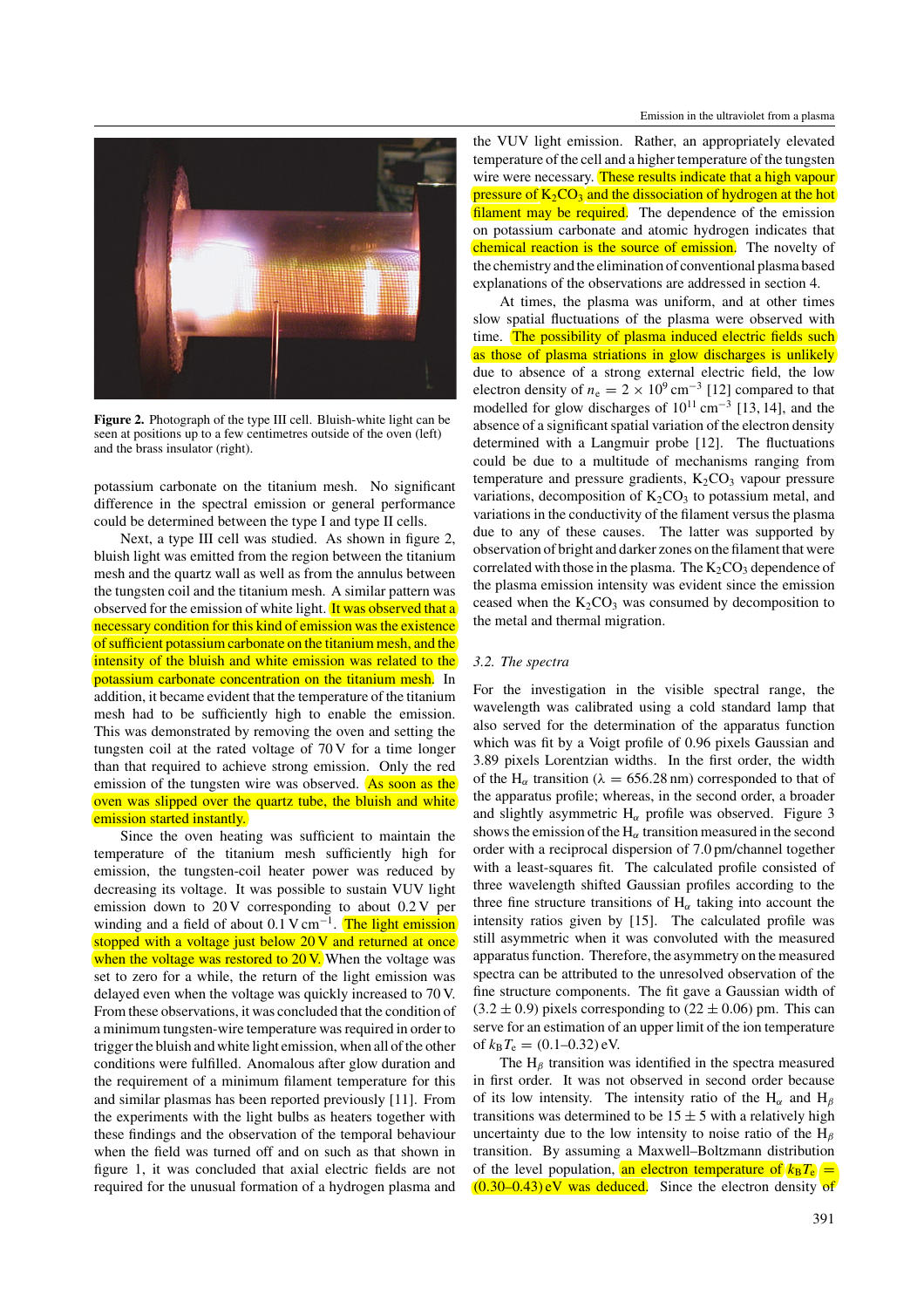Figure 2. Photograph of the type III cell. Bluish-white light can be seen at positions up to a few centimetres outside of the oven (left) and the brass insulator (right).

potassium carbonate on the titanium mesh. No significant difference in the spectral emission or general performance could be determined between the type I and type II cells.

Next, a type III cell was studied. As shown in figure 2, bluish light was emitted from the region between the titanium mesh and the quartz wall as well as from the annulus between the tungsten coil and the titanium mesh. A similar pattern was observed for the emission of white light. It was observed that a necessary condition for this kind of emission was the existence of sufficient potassium carbonate on the titanium mesh, and the intensity of the bluish and white emission was related to the potassium carbonate concentration on the titanium mesh. In addition, it became evident that the temperature of the titanium mesh had to be sufficiently high to enable the emission. This was demonstrated by removing the oven and setting the tungsten coil at the rated voltage of 70 V for a time longer than that required to achieve strong emission. Only the red emission of the tungsten wire was observed. As soon as the oven was slipped over the quartz tube, the bluish and white emission started instantly.

Since the oven heating was sufficient to maintain the temperature of the titanium mesh sufficiently high for emission, the tungsten-coil heater power was reduced by decreasing its voltage. It was possible to sustain VUV light emission down to 20 V corresponding to about 0.2 V per winding and a field of about 0.1 V $cm^{-1}$. The light emission stopped with a voltage just below 20 V and returned at once when the voltage was restored to 20 V. When the voltage was set to zero for a while, the return of the light emission was delayed even when the voltage was quickly increased to 70 V. From these observations, it was concluded that the condition of a minimum tungsten-wire temperature was required in order to trigger the bluish and white light emission, when all of the other conditions were fulfilled. Anomalous after glow duration and the requirement of a minimum filament temperature for this and similar plasmas has been reported previously [11]. From the experiments with the light bulbs as heaters together with these findings and the observation of the temporal behaviour when the field was turned off and on such as that shown in figure 1, it was concluded that axial electric fields are not required for the unusual formation of a hydrogen plasma and the VUV light emission. Rather, an appropriately elevated temperature of the cell and a higher temperature of the tungsten wire were necessary. These results indicate that a high vapour pressure of $K_2CO_3$ and the dissociation of hydrogen at the hot filament may be required. The dependence of the emission on potassium carbonate and atomic hydrogen indicates that chemical reaction is the source of emission. The novelty of the chemistry and the elimination of conventional plasma based explanations of the observations are addressed in section 4.

At times, the plasma was uniform, and at other times slow spatial fluctuations of the plasma were observed with time. The possibility of plasma induced electric fields such as those of plasma striations in glow discharges is unlikely due to absence of a strong external electric field, the low electron density of $n_e = 2 \times 10^9$ $cm^{-3}$ [12] compared to that modelled for glow discharges of $10^{11}$ $cm^{-3}$ [13, 14], and the absence of a significant spatial variation of the electron density determined with a Langmuir probe [12]. The fluctuations could be due to a multitude of mechanisms ranging from temperature and pressure gradients, $K_2CO_3$ vapour pressure variations, decomposition of $K_2CO_3$ to potassium metal, and variations in the conductivity of the filament versus the plasma due to any of these causes. The latter was supported by observation of bright and darker zones on the filament that were correlated with those in the plasma. The $K_2CO_3$ dependence of the plasma emission intensity was evident since the emission ceased when the $K_2CO_3$ was consumed by decomposition to the metal and thermal migration.

### 3.2. The spectra

For the investigation in the visible spectral range, the wavelength was calibrated using a cold standard lamp that also served for the determination of the apparatus function which was fit by a Voigt profile of 0.96 pixels Gaussian and 3.89 pixels Lorentzian widths. In the first order, the width of the $H_\alpha$ transition ($\lambda = 656.28$ nm) corresponded to that of the apparatus profile; whereas, in the second order, a broader and slightly asymmetric $H_\alpha$ profile was observed. Figure 3 shows the emission of the $H_\alpha$ transition measured in the second order with a reciprocal dispersion of 7.0 pm/channel together with a least-squares fit. The calculated profile consisted of three wavelength shifted Gaussian profiles according to the three fine structure transitions of $H_\alpha$ taking into account the intensity ratios given by [15]. The calculated profile was still asymmetric when it was convoluted with the measured apparatus function. Therefore, the asymmetry on the measured spectra can be attributed to the unresolved observation of the fine structure components. The fit gave a Gaussian width of $(3.2 \pm 0.9)$ pixels corresponding to $(22 \pm 0.06)$ pm. This can serve for an estimation of an upper limit of the ion temperature of $k_B T_e = (0.1$–$0.32)$ eV.

The $H_\beta$ transition was identified in the spectra measured in first order. It was not observed in second order because of its low intensity. The intensity ratio of the $H_\alpha$ and $H_\beta$ transitions was determined to be $15 \pm 5$ with a relatively high uncertainty due to the low intensity to noise ratio of the $H_\beta$ transition. By assuming a Maxwell–Boltzmann distribution of the level population, an electron temperature of $k_B T_e = (0.30$–$0.43)$ eV was deduced. Since the electron density of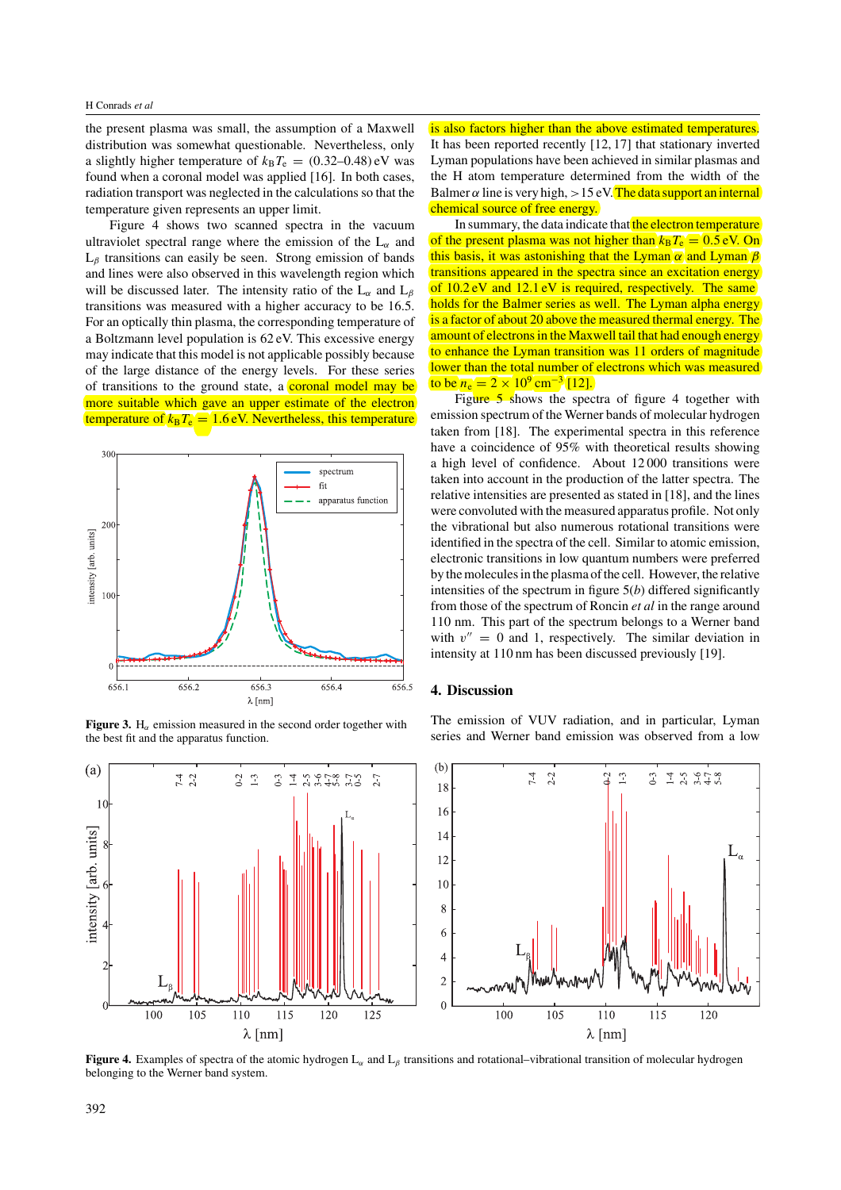the present plasma was small, the assumption of a Maxwell distribution was somewhat questionable. Nevertheless, only a slightly higher temperature of $k_B T_e = (0.32–0.48)$ eV was found when a coronal model was applied [16]. In both cases, radiation transport was neglected in the calculations so that the temperature given represents an upper limit.

Figure 4 shows two scanned spectra in the vacuum ultraviolet spectral range where the emission of the $L_\alpha$ and $L_\beta$ transitions can easily be seen. Strong emission of bands and lines were also observed in this wavelength region which will be discussed later. The intensity ratio of the $L_\alpha$ and $L_\beta$ transitions was measured with a higher accuracy to be 16.5. For an optically thin plasma, the corresponding temperature of a Boltzmann level population is 62 eV. This excessive energy may indicate that this model is not applicable possibly because of the large distance of the energy levels. For these series of transitions to the ground state, a coronal model may be more suitable which gave an upper estimate of the electron temperature of $k_B T_e = 1.6$ eV. Nevertheless, this temperature is also factors higher than the above estimated temperatures. It has been reported recently [12, 17] that stationary inverted Lyman populations have been achieved in similar plasmas and the H atom temperature determined from the width of the Balmer $\alpha$ line is very high, $> 15$ eV. The data support an internal chemical source of free energy.

Figure 3. $H_\alpha$ emission measured in the second order together with the best fit and the apparatus function.

In summary, the data indicate that the electron temperature of the present plasma was not higher than $k_B T_e = 0.5$ eV. On this basis, it was astonishing that the Lyman $\alpha$ and Lyman $\beta$ transitions appeared in the spectra since an excitation energy of 10.2 eV and 12.1 eV is required, respectively. The same holds for the Balmer series as well. The Lyman alpha energy is a factor of about 20 above the measured thermal energy. The amount of electrons in the Maxwell tail that had enough energy to enhance the Lyman transition was 11 orders of magnitude lower than the total number of electrons which was measured to be $n_e = 2 \times 10^9$ cm$^{-3}$ [12].

Figure 5 shows the spectra of figure 4 together with emission spectrum of the Werner bands of molecular hydrogen taken from [18]. The experimental spectra in this reference have a coincidence of 95% with theoretical results showing a high level of confidence. About 12 000 transitions were taken into account in the production of the latter spectra. The relative intensities are presented as stated in [18], and the lines were convoluted with the measured apparatus profile. Not only the vibrational but also numerous rotational transitions were identified in the spectra of the cell. Similar to atomic emission, electronic transitions in low quantum numbers were preferred by the molecules in the plasma of the cell. However, the relative intensities of the spectrum in figure 5(*b*) differed significantly from those of the spectrum of Roncin *et al* in the range around 110 nm. This part of the spectrum belongs to a Werner band with $v'' = 0$ and 1, respectively. The similar deviation in intensity at 110 nm has been discussed previously [19].

## 4. Discussion

The emission of VUV radiation, and in particular, Lyman series and Werner band emission was observed from a low

Figure 4. Examples of spectra of the atomic hydrogen $L_\alpha$ and $L_\beta$ transitions and rotational–vibrational transition of molecular hydrogen belonging to the Werner band system.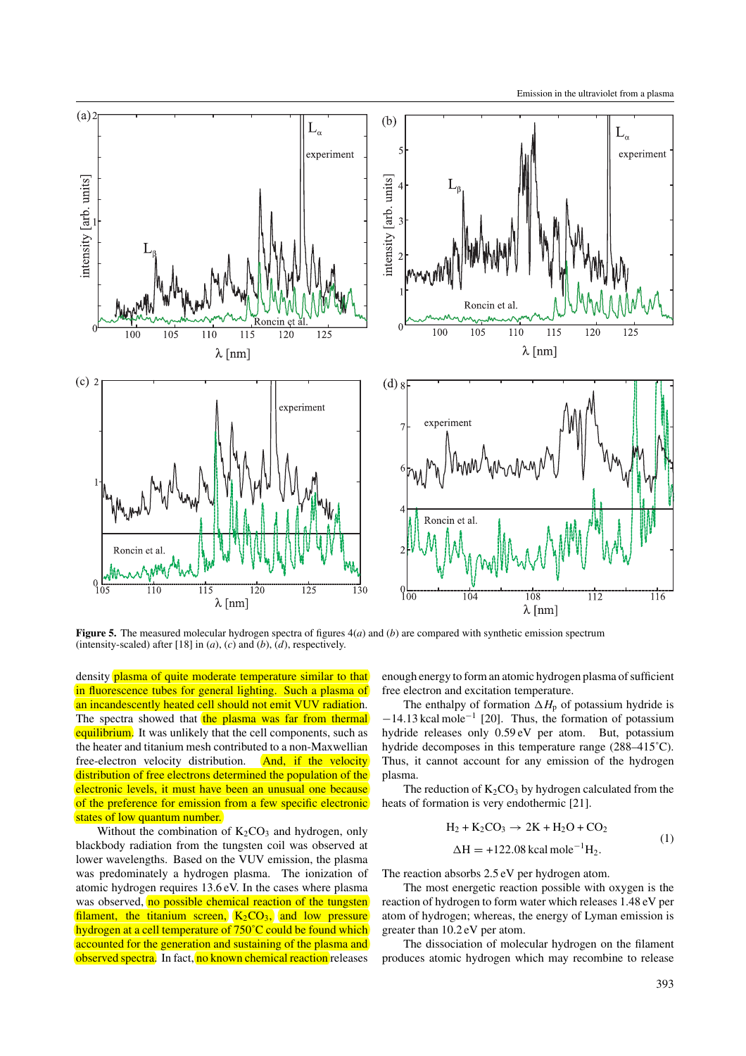**Figure 5.** The measured molecular hydrogen spectra of figures 4(*a*) and (*b*) are compared with synthetic emission spectrum (intensity-scaled) after [18] in (*a*), (*c*) and (*b*), (*d*), respectively.

density plasma of quite moderate temperature similar to that in fluorescence tubes for general lighting. Such a plasma of an incandescently heated cell should not emit VUV radiation. The spectra showed that the plasma was far from thermal equilibrium. It was unlikely that the cell components, such as the heater and titanium mesh contributed to a non-Maxwellian free-electron velocity distribution. And, if the velocity distribution of free electrons determined the population of the electronic levels, it must have been an unusual one because of the preference for emission from a few specific electronic states of low quantum number.

Without the combination of $K_2CO_3$ and hydrogen, only blackbody radiation from the tungsten coil was observed at lower wavelengths. Based on the VUV emission, the plasma was predominately a hydrogen plasma. The ionization of atomic hydrogen requires 13.6 eV. In the cases where plasma was observed, no possible chemical reaction of the tungsten filament, the titanium screen, $K_2CO_3$, and low pressure hydrogen at a cell temperature of 750˚C could be found which accounted for the generation and sustaining of the plasma and observed spectra. In fact, no known chemical reaction releases enough energy to form an atomic hydrogen plasma of sufficient free electron and excitation temperature.

The enthalpy of formation $\Delta H_p$ of potassium hydride is $-14.13\ \mathrm{kcal\ mole^{-1}}$ [20]. Thus, the formation of potassium hydride releases only 0.59 eV per atom. But, potassium hydride decomposes in this temperature range (288–415˚C). Thus, it cannot account for any emission of the hydrogen plasma.

The reduction of $K_2CO_3$ by hydrogen calculated from the heats of formation is very endothermic [21].

$$H_2 + K_2CO_3 \rightarrow 2K + H_2O + CO_2$$
$$\Delta H = +122.08\ \mathrm{kcal\ mole^{-1}}H_2. \tag{1}$$

The reaction absorbs 2.5 eV per hydrogen atom.

The most energetic reaction possible with oxygen is the reaction of hydrogen to form water which releases 1.48 eV per atom of hydrogen; whereas, the energy of Lyman emission is greater than 10.2 eV per atom.

The dissociation of molecular hydrogen on the filament produces atomic hydrogen which may recombine to release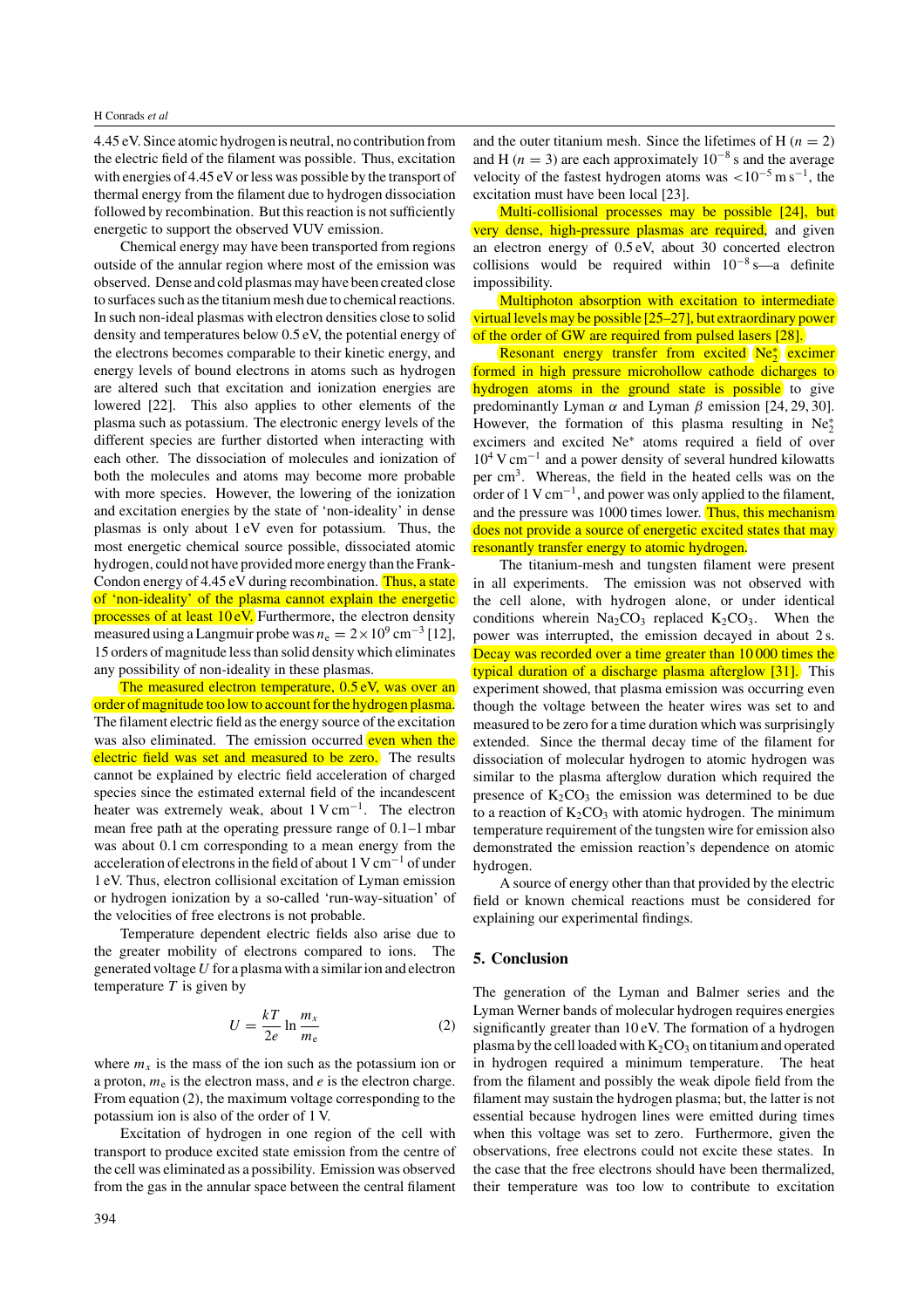4.45 eV. Since atomic hydrogen is neutral, no contribution from the electric field of the filament was possible. Thus, excitation with energies of 4.45 eV or less was possible by the transport of thermal energy from the filament due to hydrogen dissociation followed by recombination. But this reaction is not sufficiently energetic to support the observed VUV emission.

Chemical energy may have been transported from regions outside of the annular region where most of the emission was observed. Dense and cold plasmas may have been created close to surfaces such as the titanium mesh due to chemical reactions. In such non-ideal plasmas with electron densities close to solid density and temperatures below 0.5 eV, the potential energy of the electrons becomes comparable to their kinetic energy, and energy levels of bound electrons in atoms such as hydrogen are altered such that excitation and ionization energies are lowered [22]. This also applies to other elements of the plasma such as potassium. The electronic energy levels of the different species are further distorted when interacting with each other. The dissociation of molecules and ionization of both the molecules and atoms may become more probable with more species. However, the lowering of the ionization and excitation energies by the state of 'non-ideality' in dense plasmas is only about 1 eV even for potassium. Thus, the most energetic chemical source possible, dissociated atomic hydrogen, could not have provided more energy than the Frank-Condon energy of 4.45 eV during recombination. Thus, a state of 'non-ideality' of the plasma cannot explain the energetic processes of at least 10 eV. Furthermore, the electron density measured using a Langmuir probe was $n_e = 2 \times 10^9\ \mathrm{cm}^{-3}$ [12], 15 orders of magnitude less than solid density which eliminates any possibility of non-ideality in these plasmas.

The measured electron temperature, 0.5 eV, was over an order of magnitude too low to account for the hydrogen plasma. The filament electric field as the energy source of the excitation was also eliminated. The emission occurred even when the electric field was set and measured to be zero. The results cannot be explained by electric field acceleration of charged species since the estimated external field of the incandescent heater was extremely weak, about $1\ \mathrm{V\ cm}^{-1}$. The electron mean free path at the operating pressure range of 0.1–1 mbar was about 0.1 cm corresponding to a mean energy from the acceleration of electrons in the field of about $1\ \mathrm{V\ cm}^{-1}$ of under 1 eV. Thus, electron collisional excitation of Lyman emission or hydrogen ionization by a so-called 'run-way-situation' of the velocities of free electrons is not probable.

Temperature dependent electric fields also arise due to the greater mobility of electrons compared to ions. The generated voltage $U$ for a plasma with a similar ion and electron temperature $T$ is given by

$$U = \frac{kT}{2e} \ln \frac{m_x}{m_e} \tag{2}$$

where $m_x$ is the mass of the ion such as the potassium ion or a proton, $m_e$ is the electron mass, and $e$ is the electron charge. From equation (2), the maximum voltage corresponding to the potassium ion is also of the order of 1 V.

Excitation of hydrogen in one region of the cell with transport to produce excited state emission from the centre of the cell was eliminated as a possibility. Emission was observed from the gas in the annular space between the central filament and the outer titanium mesh. Since the lifetimes of H ($n = 2$) and H ($n = 3$) are each approximately $10^{-8}$ s and the average velocity of the fastest hydrogen atoms was $<10^{-5}\ \mathrm{m\ s}^{-1}$, the excitation must have been local [23].

Multi-collisional processes may be possible [24], but very dense, high-pressure plasmas are required, and given an electron energy of 0.5 eV, about 30 concerted electron collisions would be required within $10^{-8}$ s—a definite impossibility.

Multiphoton absorption with excitation to intermediate virtual levels may be possible [25–27], but extraordinary power of the order of GW are required from pulsed lasers [28].

Resonant energy transfer from excited $Ne_2^*$ excimer formed in high pressure microhollow cathode dicharges to hydrogen atoms in the ground state is possible to give predominantly Lyman $\alpha$ and Lyman $\beta$ emission [24, 29, 30]. However, the formation of this plasma resulting in $Ne_2^*$ excimers and excited $Ne^*$ atoms required a field of over $10^4\ \mathrm{V\ cm}^{-1}$ and a power density of several hundred kilowatts per $\mathrm{cm}^3$. Whereas, the field in the heated cells was on the order of $1\ \mathrm{V\ cm}^{-1}$, and power was only applied to the filament, and the pressure was 1000 times lower. Thus, this mechanism does not provide a source of energetic excited states that may resonantly transfer energy to atomic hydrogen.

The titanium-mesh and tungsten filament were present in all experiments. The emission was not observed with the cell alone, with hydrogen alone, or under identical conditions wherein $Na_2CO_3$ replaced $K_2CO_3$. When the power was interrupted, the emission decayed in about 2 s. Decay was recorded over a time greater than 10 000 times the typical duration of a discharge plasma afterglow [31]. This experiment showed, that plasma emission was occurring even though the voltage between the heater wires was set to and measured to be zero for a time duration which was surprisingly extended. Since the thermal decay time of the filament for dissociation of molecular hydrogen to atomic hydrogen was similar to the plasma afterglow duration which required the presence of $K_2CO_3$ the emission was determined to be due to a reaction of $K_2CO_3$ with atomic hydrogen. The minimum temperature requirement of the tungsten wire for emission also demonstrated the emission reaction's dependence on atomic hydrogen.

A source of energy other than that provided by the electric field or known chemical reactions must be considered for explaining our experimental findings.

## 5. Conclusion

The generation of the Lyman and Balmer series and the Lyman Werner bands of molecular hydrogen requires energies significantly greater than 10 eV. The formation of a hydrogen plasma by the cell loaded with $K_2CO_3$ on titanium and operated in hydrogen required a minimum temperature. The heat from the filament and possibly the weak dipole field from the filament may sustain the hydrogen plasma; but, the latter is not essential because hydrogen lines were emitted during times when this voltage was set to zero. Furthermore, given the observations, free electrons could not excite these states. In the case that the free electrons should have been thermalized, their temperature was too low to contribute to excitation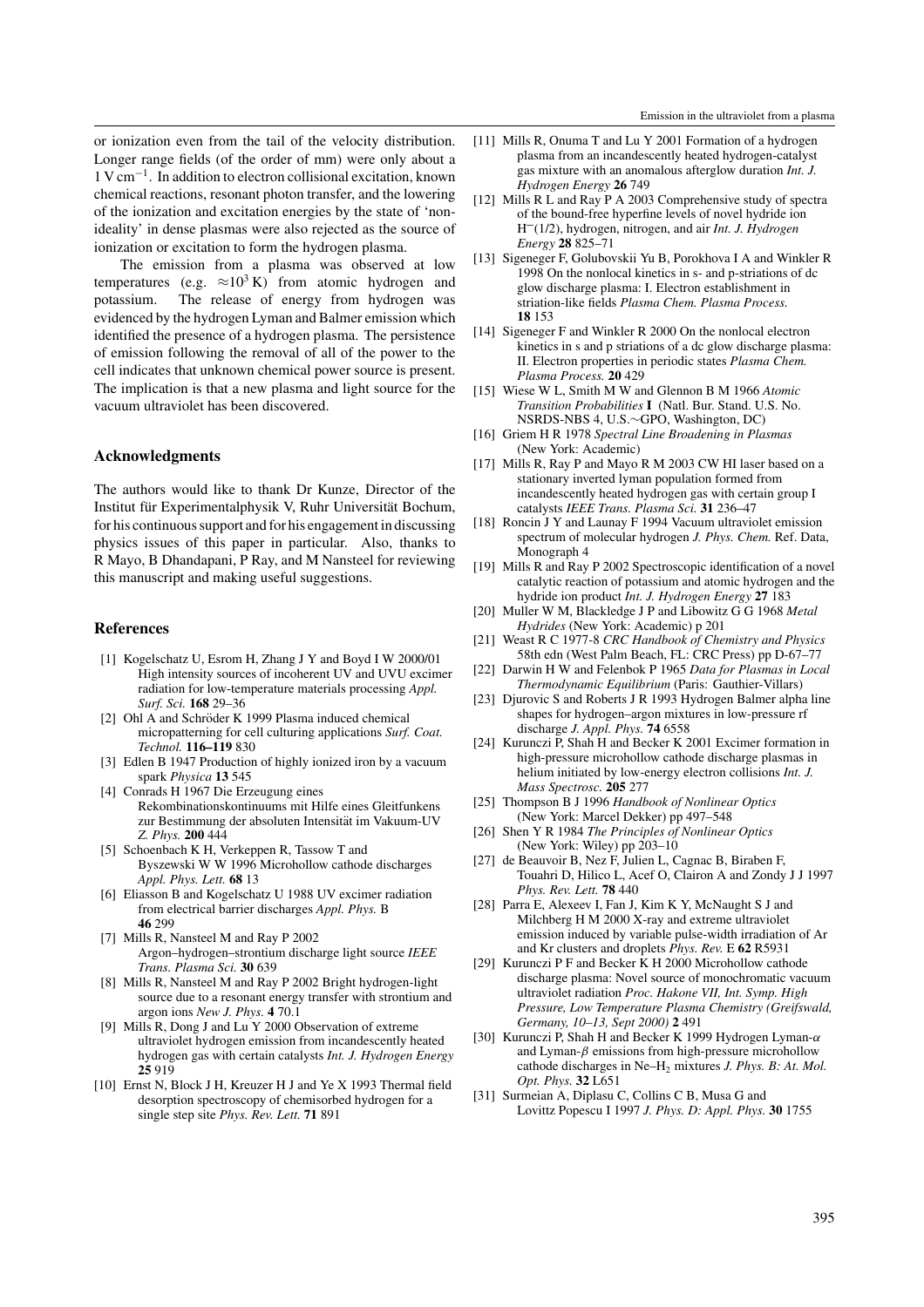or ionization even from the tail of the velocity distribution. Longer range fields (of the order of mm) were only about a $1\ \mathrm{V\,cm^{-1}}$. In addition to electron collisional excitation, known chemical reactions, resonant photon transfer, and the lowering of the ionization and excitation energies by the state of 'non-ideality' in dense plasmas were also rejected as the source of ionization or excitation to form the hydrogen plasma.

The emission from a plasma was observed at low temperatures (e.g. $\approx 10^3$ K) from atomic hydrogen and potassium. The release of energy from hydrogen was evidenced by the hydrogen Lyman and Balmer emission which identified the presence of a hydrogen plasma. The persistence of emission following the removal of all of the power to the cell indicates that unknown chemical power source is present. The implication is that a new plasma and light source for the vacuum ultraviolet has been discovered.

## Acknowledgments

The authors would like to thank Dr Kunze, Director of the Institut für Experimentalphysik V, Ruhr Universität Bochum, for his continuous support and for his engagement in discussing physics issues of this paper in particular. Also, thanks to R Mayo, B Dhandapani, P Ray, and M Nansteel for reviewing this manuscript and making useful suggestions.

## References

[1] Kogelschatz U, Esrom H, Zhang J Y and Boyd I W 2000/01 High intensity sources of incoherent UV and UVU excimer radiation for low-temperature materials processing *Appl. Surf. Sci.* **168** 29–36

[2] Ohl A and Schröder K 1999 Plasma induced chemical micropatterning for cell culturing applications *Surf. Coat. Technol.* **116–119** 830

[3] Edlen B 1947 Production of highly ionized iron by a vacuum spark *Physica* **13** 545

[4] Conrads H 1967 Die Erzeugung eines Rekombinationskontinuums mit Hilfe eines Gleitfunkens zur Bestimmung der absoluten Intensität im Vakuum-UV *Z. Phys.* **200** 444

[5] Schoenbach K H, Verkeppen R, Tassow T and Byszewski W W 1996 Microhollow cathode discharges *Appl. Phys. Lett.* **68** 13

[6] Eliasson B and Kogelschatz U 1988 UV excimer radiation from electrical barrier discharges *Appl. Phys.* B **46** 299

[7] Mills R, Nansteel M and Ray P 2002 Argon–hydrogen–strontium discharge light source *IEEE Trans. Plasma Sci.* **30** 639

[8] Mills R, Nansteel M and Ray P 2002 Bright hydrogen-light source due to a resonant energy transfer with strontium and argon ions *New J. Phys.* **4** 70.1

[9] Mills R, Dong J and Lu Y 2000 Observation of extreme ultraviolet hydrogen emission from incandescently heated hydrogen gas with certain catalysts *Int. J. Hydrogen Energy* **25** 919

[10] Ernst N, Block J H, Kreuzer H J and Ye X 1993 Thermal field desorption spectroscopy of chemisorbed hydrogen for a single step site *Phys. Rev. Lett.* **71** 891

[11] Mills R, Onuma T and Lu Y 2001 Formation of a hydrogen plasma from an incandescently heated hydrogen-catalyst gas mixture with an anomalous afterglow duration *Int. J. Hydrogen Energy* **26** 749

[12] Mills R L and Ray P A 2003 Comprehensive study of spectra of the bound-free hyperfine levels of novel hydride ion $H^-(1/2)$, hydrogen, nitrogen, and air *Int. J. Hydrogen Energy* **28** 825–71

[13] Sigeneger F, Golubovskii Yu B, Porokhova I A and Winkler R 1998 On the nonlocal kinetics in s- and p-striations of dc glow discharge plasma: I. Electron establishment in striation-like fields *Plasma Chem. Plasma Process.* **18** 153

[14] Sigeneger F and Winkler R 2000 On the nonlocal electron kinetics in s and p striations of a dc glow discharge plasma: II. Electron properties in periodic states *Plasma Chem. Plasma Process.* **20** 429

[15] Wiese W L, Smith M W and Glennon B M 1966 *Atomic Transition Probabilities* **I** (Natl. Bur. Stand. U.S. No. NSRDS-NBS 4, U.S.∼GPO, Washington, DC)

[16] Griem H R 1978 *Spectral Line Broadening in Plasmas* (New York: Academic)

[17] Mills R, Ray P and Mayo R M 2003 CW HI laser based on a stationary inverted lyman population formed from incandescently heated hydrogen gas with certain group I catalysts *IEEE Trans. Plasma Sci.* **31** 236–47

[18] Roncin J Y and Launay F 1994 Vacuum ultraviolet emission spectrum of molecular hydrogen *J. Phys. Chem.* Ref. Data, Monograph 4

[19] Mills R and Ray P 2002 Spectroscopic identification of a novel catalytic reaction of potassium and atomic hydrogen and the hydride ion product *Int. J. Hydrogen Energy* **27** 183

[20] Muller W M, Blackledge J P and Libowitz G G 1968 *Metal Hydrides* (New York: Academic) p 201

[21] Weast R C 1977-8 *CRC Handbook of Chemistry and Physics* 58th edn (West Palm Beach, FL: CRC Press) pp D-67–77

[22] Darwin H W and Felenbok P 1965 *Data for Plasmas in Local Thermodynamic Equilibrium* (Paris: Gauthier-Villars)

[23] Djurovic S and Roberts J R 1993 Hydrogen Balmer alpha line shapes for hydrogen–argon mixtures in low-pressure rf discharge *J. Appl. Phys.* **74** 6558

[24] Kurunczi P, Shah H and Becker K 2001 Excimer formation in high-pressure microhollow cathode discharge plasmas in helium initiated by low-energy electron collisions *Int. J. Mass Spectrosc.* **205** 277

[25] Thompson B J 1996 *Handbook of Nonlinear Optics* (New York: Marcel Dekker) pp 497–548

[26] Shen Y R 1984 *The Principles of Nonlinear Optics* (New York: Wiley) pp 203–10

[27] de Beauvoir B, Nez F, Julien L, Cagnac B, Biraben F, Touahri D, Hilico L, Acef O, Clairon A and Zondy J J 1997 *Phys. Rev. Lett.* **78** 440

[28] Parra E, Alexeev I, Fan J, Kim K Y, McNaught S J and Milchberg H M 2000 X-ray and extreme ultraviolet emission induced by variable pulse-width irradiation of Ar and Kr clusters and droplets *Phys. Rev.* E **62** R5931

[29] Kurunczi P F and Becker K H 2000 Microhollow cathode discharge plasma: Novel source of monochromatic vacuum ultraviolet radiation *Proc. Hakone VII, Int. Symp. High Pressure, Low Temperature Plasma Chemistry (Greifswald, Germany, 10–13, Sept 2000)* **2** 491

[30] Kurunczi P, Shah H and Becker K 1999 Hydrogen Lyman-$\alpha$ and Lyman-$\beta$ emissions from high-pressure microhollow cathode discharges in Ne–$H_2$ mixtures *J. Phys. B: At. Mol. Opt. Phys.* **32** L651

[31] Surmeian A, Diplasu C, Collins C B, Musa G and Lovittz Popescu I 1997 *J. Phys. D: Appl. Phys.* **30** 1755